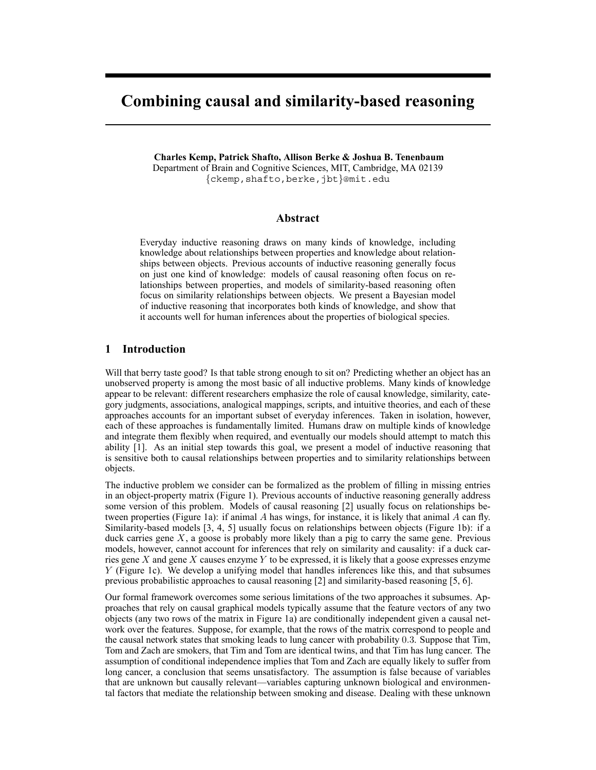# Combining causal and similarity-based reasoning

**Charles Kemp, Patrick Shafto, Allison Berke & Joshua B. Tenenbaum**
Department of Brain and Cognitive Sciences, MIT, Cambridge, MA 02139
{ckemp,shafto,berke,jbt}@mit.edu

## Abstract

Everyday inductive reasoning draws on many kinds of knowledge, including knowledge about relationships between properties and knowledge about relationships between objects. Previous accounts of inductive reasoning generally focus on just one kind of knowledge: models of causal reasoning often focus on relationships between properties, and models of similarity-based reasoning often focus on similarity relationships between objects. We present a Bayesian model of inductive reasoning that incorporates both kinds of knowledge, and show that it accounts well for human inferences about the properties of biological species.

## 1 Introduction

Will that berry taste good? Is that table strong enough to sit on? Predicting whether an object has an unobserved property is among the most basic of all inductive problems. Many kinds of knowledge appear to be relevant: different researchers emphasize the role of causal knowledge, similarity, category judgments, associations, analogical mappings, scripts, and intuitive theories, and each of these approaches accounts for an important subset of everyday inferences. Taken in isolation, however, each of these approaches is fundamentally limited. Humans draw on multiple kinds of knowledge and integrate them flexibly when required, and eventually our models should attempt to match this ability [1]. As an initial step towards this goal, we present a model of inductive reasoning that is sensitive both to causal relationships between properties and to similarity relationships between objects.

The inductive problem we consider can be formalized as the problem of filling in missing entries in an object-property matrix (Figure 1). Previous accounts of inductive reasoning generally address some version of this problem. Models of causal reasoning [2] usually focus on relationships between properties (Figure 1a): if animal $A$ has wings, for instance, it is likely that animal $A$ can fly. Similarity-based models [3, 4, 5] usually focus on relationships between objects (Figure 1b): if a duck carries gene $X$, a goose is probably more likely than a pig to carry the same gene. Previous models, however, cannot account for inferences that rely on similarity and causality: if a duck carries gene $X$ and gene $X$ causes enzyme $Y$ to be expressed, it is likely that a goose expresses enzyme $Y$ (Figure 1c). We develop a unifying model that handles inferences like this, and that subsumes previous probabilistic approaches to causal reasoning [2] and similarity-based reasoning [5, 6].

Our formal framework overcomes some serious limitations of the two approaches it subsumes. Approaches that rely on causal graphical models typically assume that the feature vectors of any two objects (any two rows of the matrix in Figure 1a) are conditionally independent given a causal network over the features. Suppose, for example, that the rows of the matrix correspond to people and the causal network states that smoking leads to lung cancer with probability 0.3. Suppose that Tim, Tom and Zach are smokers, that Tim and Tom are identical twins, and that Tim has lung cancer. The assumption of conditional independence implies that Tom and Zach are equally likely to suffer from long cancer, a conclusion that seems unsatisfactory. The assumption is false because of variables that are unknown but causally relevant—variables capturing unknown biological and environmental factors that mediate the relationship between smoking and disease. Dealing with these unknown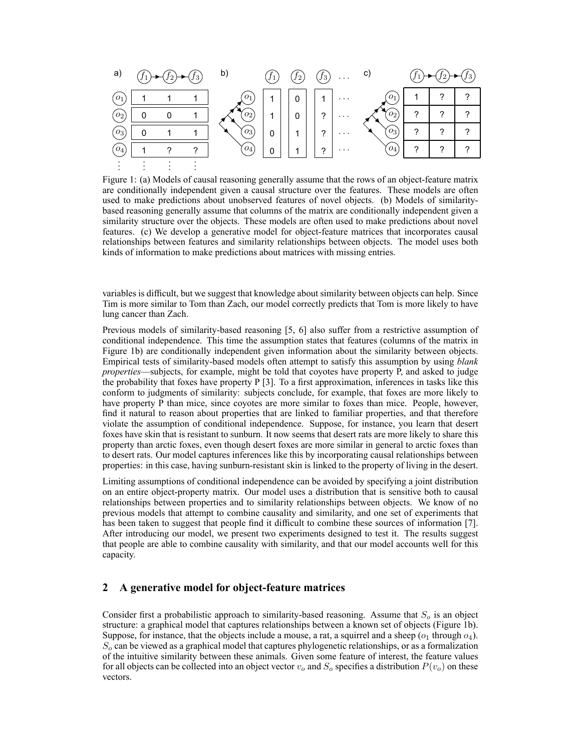Figure 1: (a) Models of causal reasoning generally assume that the rows of an object-feature matrix are conditionally independent given a causal structure over the features. These models are often used to make predictions about unobserved features of novel objects. (b) Models of similarity-based reasoning generally assume that columns of the matrix are conditionally independent given a similarity structure over the objects. These models are often used to make predictions about novel features. (c) We develop a generative model for object-feature matrices that incorporates causal relationships between features and similarity relationships between objects. The model uses both kinds of information to make predictions about matrices with missing entries.

variables is difficult, but we suggest that knowledge about similarity between objects can help. Since Tim is more similar to Tom than Zach, our model correctly predicts that Tom is more likely to have lung cancer than Zach.

Previous models of similarity-based reasoning [5, 6] also suffer from a restrictive assumption of conditional independence. This time the assumption states that features (columns of the matrix in Figure 1b) are conditionally independent given information about the similarity between objects. Empirical tests of similarity-based models often attempt to satisfy this assumption by using *blank properties*—subjects, for example, might be told that coyotes have property P, and asked to judge the probability that foxes have property P [3]. To a first approximation, inferences in tasks like this conform to judgments of similarity: subjects conclude, for example, that foxes are more likely to have property P than mice, since coyotes are more similar to foxes than mice. People, however, find it natural to reason about properties that are linked to familiar properties, and that therefore violate the assumption of conditional independence. Suppose, for instance, you learn that desert foxes have skin that is resistant to sunburn. It now seems that desert rats are more likely to share this property than arctic foxes, even though desert foxes are more similar in general to arctic foxes than to desert rats. Our model captures inferences like this by incorporating causal relationships between properties: in this case, having sunburn-resistant skin is linked to the property of living in the desert.

Limiting assumptions of conditional independence can be avoided by specifying a joint distribution on an entire object-property matrix. Our model uses a distribution that is sensitive both to causal relationships between properties and to similarity relationships between objects. We know of no previous models that attempt to combine causality and similarity, and one set of experiments that has been taken to suggest that people find it difficult to combine these sources of information [7]. After introducing our model, we present two experiments designed to test it. The results suggest that people are able to combine causality with similarity, and that our model accounts well for this capacity.

## 2 A generative model for object-feature matrices

Consider first a probabilistic approach to similarity-based reasoning. Assume that $S_o$ is an object structure: a graphical model that captures relationships between a known set of objects (Figure 1b). Suppose, for instance, that the objects include a mouse, a rat, a squirrel and a sheep ($o_1$ through $o_4$). $S_o$ can be viewed as a graphical model that captures phylogenetic relationships, or as a formalization of the intuitive similarity between these animals. Given some feature of interest, the feature values for all objects can be collected into an object vector $v_o$ and $S_o$ specifies a distribution $P(v_o)$ on these vectors.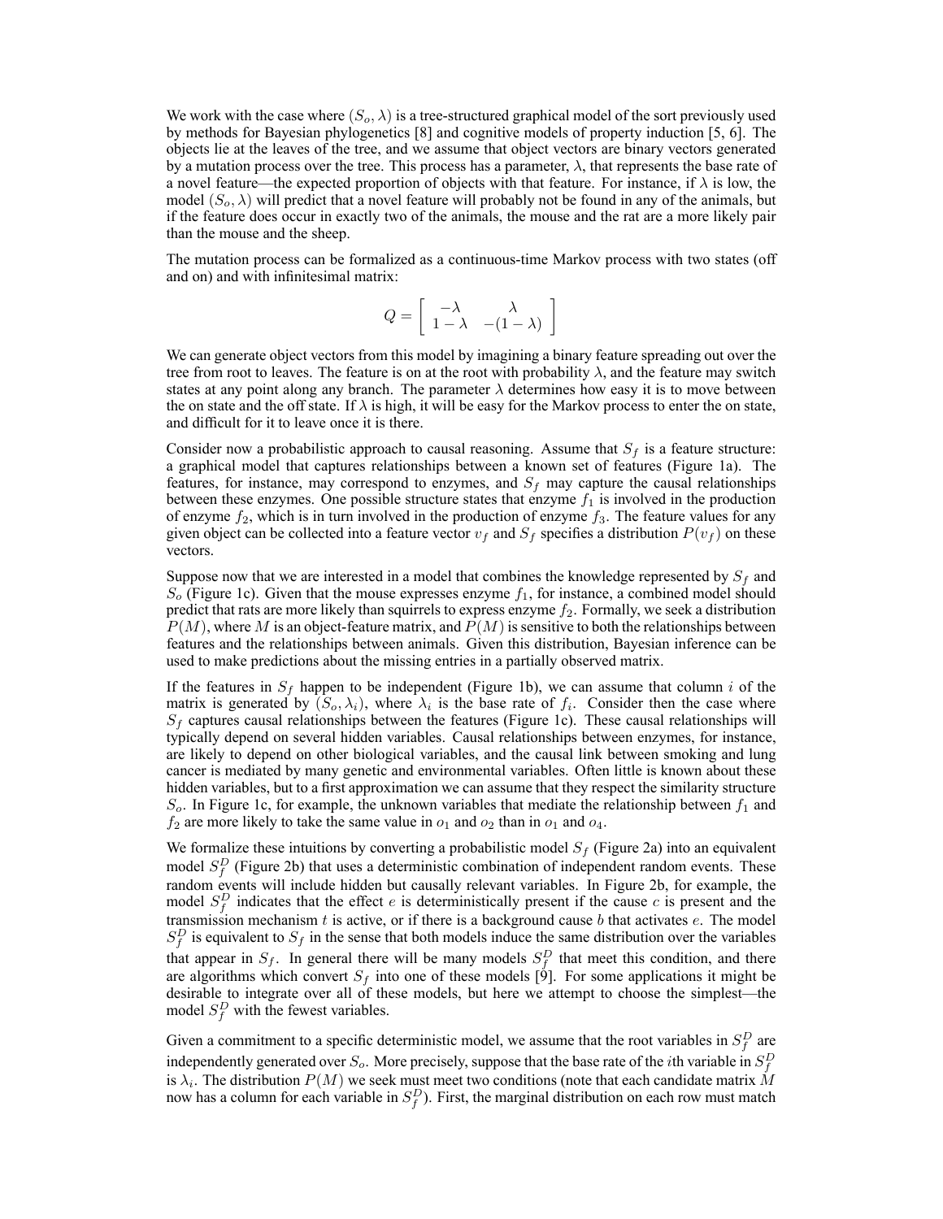We work with the case where $(S_o, \lambda)$ is a tree-structured graphical model of the sort previously used by methods for Bayesian phylogenetics [8] and cognitive models of property induction [5, 6]. The objects lie at the leaves of the tree, and we assume that object vectors are binary vectors generated by a mutation process over the tree. This process has a parameter, $\lambda$, that represents the base rate of a novel feature—the expected proportion of objects with that feature. For instance, if $\lambda$ is low, the model $(S_o, \lambda)$ will predict that a novel feature will probably not be found in any of the animals, but if the feature does occur in exactly two of the animals, the mouse and the rat are a more likely pair than the mouse and the sheep.

The mutation process can be formalized as a continuous-time Markov process with two states (off and on) and with infinitesimal matrix:

$$Q = \begin{bmatrix} -\lambda & \lambda \\ 1-\lambda & -(1-\lambda) \end{bmatrix}$$

We can generate object vectors from this model by imagining a binary feature spreading out over the tree from root to leaves. The feature is on at the root with probability $\lambda$, and the feature may switch states at any point along any branch. The parameter $\lambda$ determines how easy it is to move between the on state and the off state. If $\lambda$ is high, it will be easy for the Markov process to enter the on state, and difficult for it to leave once it is there.

Consider now a probabilistic approach to causal reasoning. Assume that $S_f$ is a feature structure: a graphical model that captures relationships between a known set of features (Figure 1a). The features, for instance, may correspond to enzymes, and $S_f$ may capture the causal relationships between these enzymes. One possible structure states that enzyme $f_1$ is involved in the production of enzyme $f_2$, which is in turn involved in the production of enzyme $f_3$. The feature values for any given object can be collected into a feature vector $v_f$ and $S_f$ specifies a distribution $P(v_f)$ on these vectors.

Suppose now that we are interested in a model that combines the knowledge represented by $S_f$ and $S_o$ (Figure 1c). Given that the mouse expresses enzyme $f_1$, for instance, a combined model should predict that rats are more likely than squirrels to express enzyme $f_2$. Formally, we seek a distribution $P(M)$, where $M$ is an object-feature matrix, and $P(M)$ is sensitive to both the relationships between features and the relationships between animals. Given this distribution, Bayesian inference can be used to make predictions about the missing entries in a partially observed matrix.

If the features in $S_f$ happen to be independent (Figure 1b), we can assume that column $i$ of the matrix is generated by $(S_o, \lambda_i)$, where $\lambda_i$ is the base rate of $f_i$. Consider then the case where $S_f$ captures causal relationships between the features (Figure 1c). These causal relationships will typically depend on several hidden variables. Causal relationships between enzymes, for instance, are likely to depend on other biological variables, and the causal link between smoking and lung cancer is mediated by many genetic and environmental variables. Often little is known about these hidden variables, but to a first approximation we can assume that they respect the similarity structure $S_o$. In Figure 1c, for example, the unknown variables that mediate the relationship between $f_1$ and $f_2$ are more likely to take the same value in $o_1$ and $o_2$ than in $o_1$ and $o_4$.

We formalize these intuitions by converting a probabilistic model $S_f$ (Figure 2a) into an equivalent model $S_f^D$ (Figure 2b) that uses a deterministic combination of independent random events. These random events will include hidden but causally relevant variables. In Figure 2b, for example, the model $S_f^D$ indicates that the effect $e$ is deterministically present if the cause $c$ is present and the transmission mechanism $t$ is active, or if there is a background cause $b$ that activates $e$. The model $S_f^D$ is equivalent to $S_f$ in the sense that both models induce the same distribution over the variables that appear in $S_f$. In general there will be many models $S_f^D$ that meet this condition, and there are algorithms which convert $S_f$ into one of these models [9]. For some applications it might be desirable to integrate over all of these models, but here we attempt to choose the simplest—the model $S_f^D$ with the fewest variables.

Given a commitment to a specific deterministic model, we assume that the root variables in $S_f^D$ are independently generated over $S_o$. More precisely, suppose that the base rate of the $i$th variable in $S_f^D$ is $\lambda_i$. The distribution $P(M)$ we seek must meet two conditions (note that each candidate matrix $M$ now has a column for each variable in $S_f^D$). First, the marginal distribution on each row must match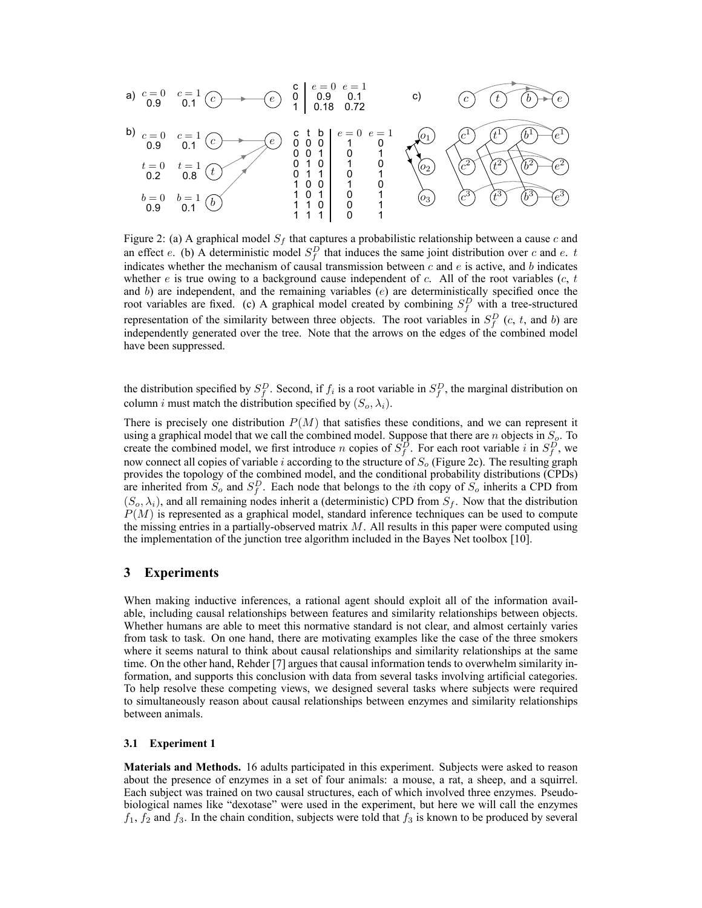a) 

| | $c=0$ | $c=1$ |
|---|---|---|
| | 0.9 | 0.1 |

| c | $e=0$ | $e=1$ |
|---|---|---|
| 0 | 0.9 | 0.1 |
| 1 | 0.18 | 0.72 |

b)

| | $c=0$ | $c=1$ |
|---|---|---|
| | 0.9 | 0.1 |

| | $t=0$ | $t=1$ |
|---|---|---|
| | 0.2 | 0.8 |

| | $b=0$ | $b=1$ |
|---|---|---|
| | 0.9 | 0.1 |

| c | t | b | $e=0$ | $e=1$ |
|---|---|---|---|---|
| 0 | 0 | 0 | 1 | 0 |
| 0 | 0 | 1 | 0 | 1 |
| 0 | 1 | 0 | 1 | 0 |
| 0 | 1 | 1 | 0 | 1 |
| 1 | 0 | 0 | 1 | 0 |
| 1 | 0 | 1 | 0 | 1 |
| 1 | 1 | 0 | 0 | 1 |
| 1 | 1 | 1 | 0 | 1 |

Figure 2: (a) A graphical model $S_f$ that captures a probabilistic relationship between a cause $c$ and an effect $e$. (b) A deterministic model $S_f^D$ that induces the same joint distribution over $c$ and $e$. $t$ indicates whether the mechanism of causal transmission between $c$ and $e$ is active, and $b$ indicates whether $e$ is true owing to a background cause independent of $c$. All of the root variables ($c$, $t$ and $b$) are independent, and the remaining variables ($e$) are deterministically specified once the root variables are fixed. (c) A graphical model created by combining $S_f^D$ with a tree-structured representation of the similarity between three objects. The root variables in $S_f^D$ ($c$, $t$, and $b$) are independently generated over the tree. Note that the arrows on the edges of the combined model have been suppressed.

the distribution specified by $S_f^D$. Second, if $f_i$ is a root variable in $S_f^D$, the marginal distribution on column $i$ must match the distribution specified by $(S_o, \lambda_i)$.

There is precisely one distribution $P(M)$ that satisfies these conditions, and we can represent it using a graphical model that we call the combined model. Suppose that there are $n$ objects in $S_o$. To create the combined model, we first introduce $n$ copies of $S_f^D$. For each root variable $i$ in $S_f^D$, we now connect all copies of variable $i$ according to the structure of $S_o$ (Figure 2c). The resulting graph provides the topology of the combined model, and the conditional probability distributions (CPDs) are inherited from $S_o$ and $S_f^D$. Each node that belongs to the $i$th copy of $S_o$ inherits a CPD from $(S_o, \lambda_i)$, and all remaining nodes inherit a (deterministic) CPD from $S_f$. Now that the distribution $P(M)$ is represented as a graphical model, standard inference techniques can be used to compute the missing entries in a partially-observed matrix $M$. All results in this paper were computed using the implementation of the junction tree algorithm included in the Bayes Net toolbox [10].

## 3 Experiments

When making inductive inferences, a rational agent should exploit all of the information available, including causal relationships between features and similarity relationships between objects. Whether humans are able to meet this normative standard is not clear, and almost certainly varies from task to task. On one hand, there are motivating examples like the case of the three smokers where it seems natural to think about causal relationships and similarity relationships at the same time. On the other hand, Rehder [7] argues that causal information tends to overwhelm similarity information, and supports this conclusion with data from several tasks involving artificial categories. To help resolve these competing views, we designed several tasks where subjects were required to simultaneously reason about causal relationships between enzymes and similarity relationships between animals.

### 3.1 Experiment 1

**Materials and Methods.** 16 adults participated in this experiment. Subjects were asked to reason about the presence of enzymes in a set of four animals: a mouse, a rat, a sheep, and a squirrel. Each subject was trained on two causal structures, each of which involved three enzymes. Pseudo-biological names like "dexotase" were used in the experiment, but here we will call the enzymes $f_1$, $f_2$ and $f_3$. In the chain condition, subjects were told that $f_3$ is known to be produced by several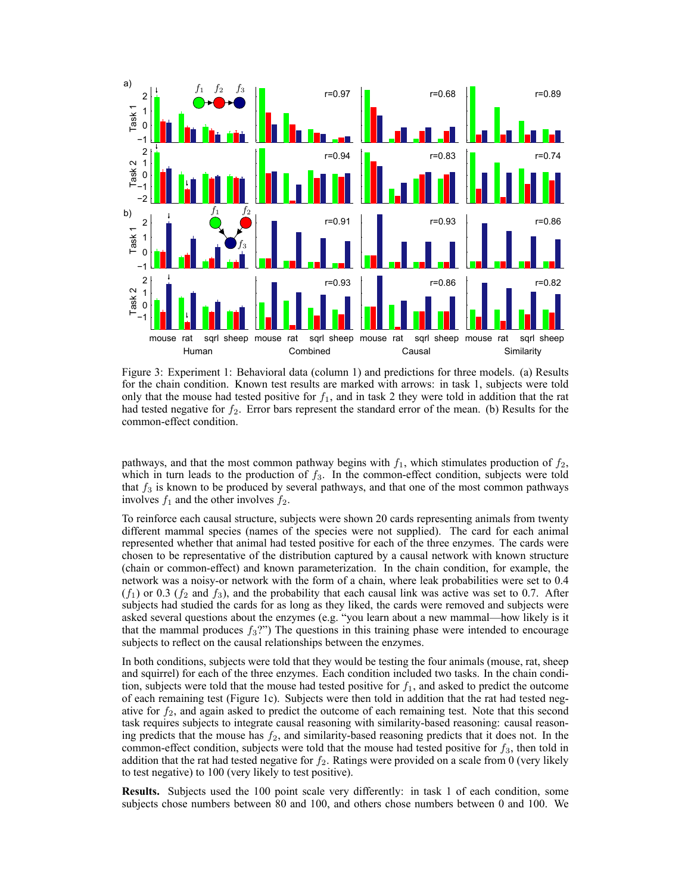Figure 3: Experiment 1: Behavioral data (column 1) and predictions for three models. (a) Results for the chain condition. Known test results are marked with arrows: in task 1, subjects were told only that the mouse had tested positive for $f_1$, and in task 2 they were told in addition that the rat had tested negative for $f_2$. Error bars represent the standard error of the mean. (b) Results for the common-effect condition.

pathways, and that the most common pathway begins with $f_1$, which stimulates production of $f_2$, which in turn leads to the production of $f_3$. In the common-effect condition, subjects were told that $f_3$ is known to be produced by several pathways, and that one of the most common pathways involves $f_1$ and the other involves $f_2$.

To reinforce each causal structure, subjects were shown 20 cards representing animals from twenty different mammal species (names of the species were not supplied). The card for each animal represented whether that animal had tested positive for each of the three enzymes. The cards were chosen to be representative of the distribution captured by a causal network with known structure (chain or common-effect) and known parameterization. In the chain condition, for example, the network was a noisy-or network with the form of a chain, where leak probabilities were set to 0.4 ($f_1$) or 0.3 ($f_2$ and $f_3$), and the probability that each causal link was active was set to 0.7. After subjects had studied the cards for as long as they liked, the cards were removed and subjects were asked several questions about the enzymes (e.g. "you learn about a new mammal—how likely is it that the mammal produces $f_3$?") The questions in this training phase were intended to encourage subjects to reflect on the causal relationships between the enzymes.

In both conditions, subjects were told that they would be testing the four animals (mouse, rat, sheep and squirrel) for each of the three enzymes. Each condition included two tasks. In the chain condition, subjects were told that the mouse had tested positive for $f_1$, and asked to predict the outcome of each remaining test (Figure 1c). Subjects were then told in addition that the rat had tested negative for $f_2$, and again asked to predict the outcome of each remaining test. Note that this second task requires subjects to integrate causal reasoning with similarity-based reasoning: causal reasoning predicts that the mouse has $f_2$, and similarity-based reasoning predicts that it does not. In the common-effect condition, subjects were told that the mouse had tested positive for $f_3$, then told in addition that the rat had tested negative for $f_2$. Ratings were provided on a scale from 0 (very likely to test negative) to 100 (very likely to test positive).

**Results.** Subjects used the 100 point scale very differently: in task 1 of each condition, some subjects chose numbers between 80 and 100, and others chose numbers between 0 and 100. We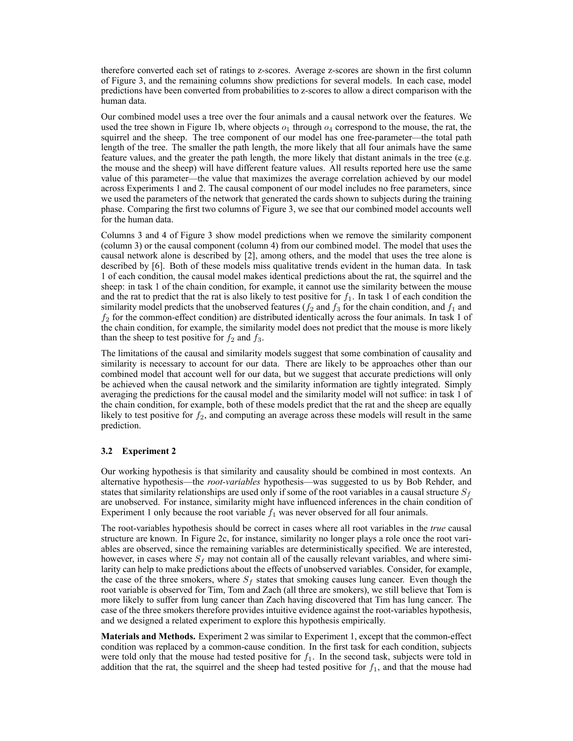therefore converted each set of ratings to z-scores. Average z-scores are shown in the first column of Figure 3, and the remaining columns show predictions for several models. In each case, model predictions have been converted from probabilities to z-scores to allow a direct comparison with the human data.

Our combined model uses a tree over the four animals and a causal network over the features. We used the tree shown in Figure 1b, where objects $o_1$ through $o_4$ correspond to the mouse, the rat, the squirrel and the sheep. The tree component of our model has one free-parameter—the total path length of the tree. The smaller the path length, the more likely that all four animals have the same feature values, and the greater the path length, the more likely that distant animals in the tree (e.g. the mouse and the sheep) will have different feature values. All results reported here use the same value of this parameter—the value that maximizes the average correlation achieved by our model across Experiments 1 and 2. The causal component of our model includes no free parameters, since we used the parameters of the network that generated the cards shown to subjects during the training phase. Comparing the first two columns of Figure 3, we see that our combined model accounts well for the human data.

Columns 3 and 4 of Figure 3 show model predictions when we remove the similarity component (column 3) or the causal component (column 4) from our combined model. The model that uses the causal network alone is described by [2], among others, and the model that uses the tree alone is described by [6]. Both of these models miss qualitative trends evident in the human data. In task 1 of each condition, the causal model makes identical predictions about the rat, the squirrel and the sheep: in task 1 of the chain condition, for example, it cannot use the similarity between the mouse and the rat to predict that the rat is also likely to test positive for $f_1$. In task 1 of each condition the similarity model predicts that the unobserved features ($f_2$ and $f_3$ for the chain condition, and $f_1$ and $f_2$ for the common-effect condition) are distributed identically across the four animals. In task 1 of the chain condition, for example, the similarity model does not predict that the mouse is more likely than the sheep to test positive for $f_2$ and $f_3$.

The limitations of the causal and similarity models suggest that some combination of causality and similarity is necessary to account for our data. There are likely to be approaches other than our combined model that account well for our data, but we suggest that accurate predictions will only be achieved when the causal network and the similarity information are tightly integrated. Simply averaging the predictions for the causal model and the similarity model will not suffice: in task 1 of the chain condition, for example, both of these models predict that the rat and the sheep are equally likely to test positive for $f_2$, and computing an average across these models will result in the same prediction.

### 3.2 Experiment 2

Our working hypothesis is that similarity and causality should be combined in most contexts. An alternative hypothesis—the *root-variables* hypothesis—was suggested to us by Bob Rehder, and states that similarity relationships are used only if some of the root variables in a causal structure $S_f$ are unobserved. For instance, similarity might have influenced inferences in the chain condition of Experiment 1 only because the root variable $f_1$ was never observed for all four animals.

The root-variables hypothesis should be correct in cases where all root variables in the *true* causal structure are known. In Figure 2c, for instance, similarity no longer plays a role once the root variables are observed, since the remaining variables are deterministically specified. We are interested, however, in cases where $S_f$ may not contain all of the causally relevant variables, and where similarity can help to make predictions about the effects of unobserved variables. Consider, for example, the case of the three smokers, where $S_f$ states that smoking causes lung cancer. Even though the root variable is observed for Tim, Tom and Zach (all three are smokers), we still believe that Tom is more likely to suffer from lung cancer than Zach having discovered that Tim has lung cancer. The case of the three smokers therefore provides intuitive evidence against the root-variables hypothesis, and we designed a related experiment to explore this hypothesis empirically.

**Materials and Methods.** Experiment 2 was similar to Experiment 1, except that the common-effect condition was replaced by a common-cause condition. In the first task for each condition, subjects were told only that the mouse had tested positive for $f_1$. In the second task, subjects were told in addition that the rat, the squirrel and the sheep had tested positive for $f_1$, and that the mouse had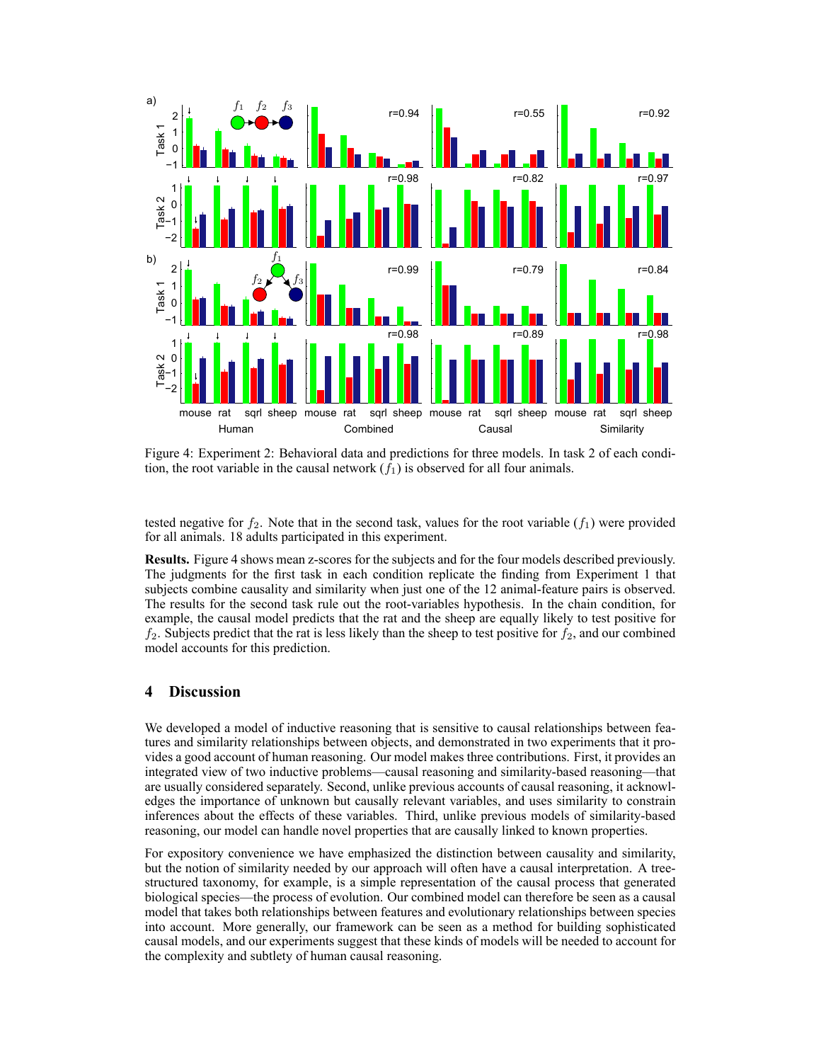Figure 4: Experiment 2: Behavioral data and predictions for three models. In task 2 of each condition, the root variable in the causal network ($f_1$) is observed for all four animals.

tested negative for $f_2$. Note that in the second task, values for the root variable ($f_1$) were provided for all animals. 18 adults participated in this experiment.

**Results.** Figure 4 shows mean z-scores for the subjects and for the four models described previously. The judgments for the first task in each condition replicate the finding from Experiment 1 that subjects combine causality and similarity when just one of the 12 animal-feature pairs is observed. The results for the second task rule out the root-variables hypothesis. In the chain condition, for example, the causal model predicts that the rat and the sheep are equally likely to test positive for $f_2$. Subjects predict that the rat is less likely than the sheep to test positive for $f_2$, and our combined model accounts for this prediction.

## 4 Discussion

We developed a model of inductive reasoning that is sensitive to causal relationships between features and similarity relationships between objects, and demonstrated in two experiments that it provides a good account of human reasoning. Our model makes three contributions. First, it provides an integrated view of two inductive problems—causal reasoning and similarity-based reasoning—that are usually considered separately. Second, unlike previous accounts of causal reasoning, it acknowledges the importance of unknown but causally relevant variables, and uses similarity to constrain inferences about the effects of these variables. Third, unlike previous models of similarity-based reasoning, our model can handle novel properties that are causally linked to known properties.

For expository convenience we have emphasized the distinction between causality and similarity, but the notion of similarity needed by our approach will often have a causal interpretation. A tree-structured taxonomy, for example, is a simple representation of the causal process that generated biological species—the process of evolution. Our combined model can therefore be seen as a causal model that takes both relationships between features and evolutionary relationships between species into account. More generally, our framework can be seen as a method for building sophisticated causal models, and our experiments suggest that these kinds of models will be needed to account for the complexity and subtlety of human causal reasoning.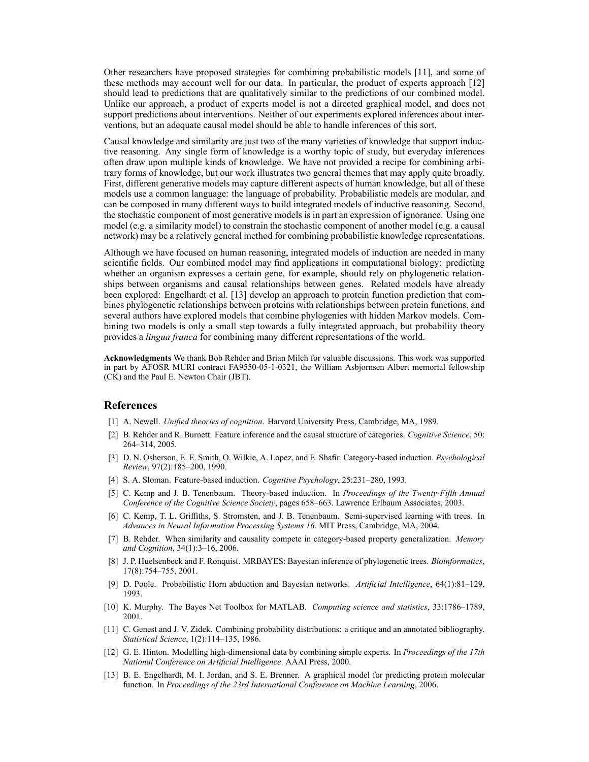Other researchers have proposed strategies for combining probabilistic models [11], and some of these methods may account well for our data. In particular, the product of experts approach [12] should lead to predictions that are qualitatively similar to the predictions of our combined model. Unlike our approach, a product of experts model is not a directed graphical model, and does not support predictions about interventions. Neither of our experiments explored inferences about interventions, but an adequate causal model should be able to handle inferences of this sort.

Causal knowledge and similarity are just two of the many varieties of knowledge that support inductive reasoning. Any single form of knowledge is a worthy topic of study, but everyday inferences often draw upon multiple kinds of knowledge. We have not provided a recipe for combining arbitrary forms of knowledge, but our work illustrates two general themes that may apply quite broadly. First, different generative models may capture different aspects of human knowledge, but all of these models use a common language: the language of probability. Probabilistic models are modular, and can be composed in many different ways to build integrated models of inductive reasoning. Second, the stochastic component of most generative models is in part an expression of ignorance. Using one model (e.g. a similarity model) to constrain the stochastic component of another model (e.g. a causal network) may be a relatively general method for combining probabilistic knowledge representations.

Although we have focused on human reasoning, integrated models of induction are needed in many scientific fields. Our combined model may find applications in computational biology: predicting whether an organism expresses a certain gene, for example, should rely on phylogenetic relationships between organisms and causal relationships between genes. Related models have already been explored: Engelhardt et al. [13] develop an approach to protein function prediction that combines phylogenetic relationships between proteins with relationships between protein functions, and several authors have explored models that combine phylogenies with hidden Markov models. Combining two models is only a small step towards a fully integrated approach, but probability theory provides a *lingua franca* for combining many different representations of the world.

**Acknowledgments** We thank Bob Rehder and Brian Milch for valuable discussions. This work was supported in part by AFOSR MURI contract FA9550-05-1-0321, the William Asbjornsen Albert memorial fellowship (CK) and the Paul E. Newton Chair (JBT).

## References

[1] A. Newell. *Unified theories of cognition*. Harvard University Press, Cambridge, MA, 1989.

[2] B. Rehder and R. Burnett. Feature inference and the causal structure of categories. *Cognitive Science*, 50: 264–314, 2005.

[3] D. N. Osherson, E. E. Smith, O. Wilkie, A. Lopez, and E. Shafir. Category-based induction. *Psychological Review*, 97(2):185–200, 1990.

[4] S. A. Sloman. Feature-based induction. *Cognitive Psychology*, 25:231–280, 1993.

[5] C. Kemp and J. B. Tenenbaum. Theory-based induction. In *Proceedings of the Twenty-Fifth Annual Conference of the Cognitive Science Society*, pages 658–663. Lawrence Erlbaum Associates, 2003.

[6] C. Kemp, T. L. Griffiths, S. Stromsten, and J. B. Tenenbaum. Semi-supervised learning with trees. In *Advances in Neural Information Processing Systems 16*. MIT Press, Cambridge, MA, 2004.

[7] B. Rehder. When similarity and causality compete in category-based property generalization. *Memory and Cognition*, 34(1):3–16, 2006.

[8] J. P. Huelsenbeck and F. Ronquist. MRBAYES: Bayesian inference of phylogenetic trees. *Bioinformatics*, 17(8):754–755, 2001.

[9] D. Poole. Probabilistic Horn abduction and Bayesian networks. *Artificial Intelligence*, 64(1):81–129, 1993.

[10] K. Murphy. The Bayes Net Toolbox for MATLAB. *Computing science and statistics*, 33:1786–1789, 2001.

[11] C. Genest and J. V. Zidek. Combining probability distributions: a critique and an annotated bibliography. *Statistical Science*, 1(2):114–135, 1986.

[12] G. E. Hinton. Modelling high-dimensional data by combining simple experts. In *Proceedings of the 17th National Conference on Artificial Intelligence*. AAAI Press, 2000.

[13] B. E. Engelhardt, M. I. Jordan, and S. E. Brenner. A graphical model for predicting protein molecular function. In *Proceedings of the 23rd International Conference on Machine Learning*, 2006.